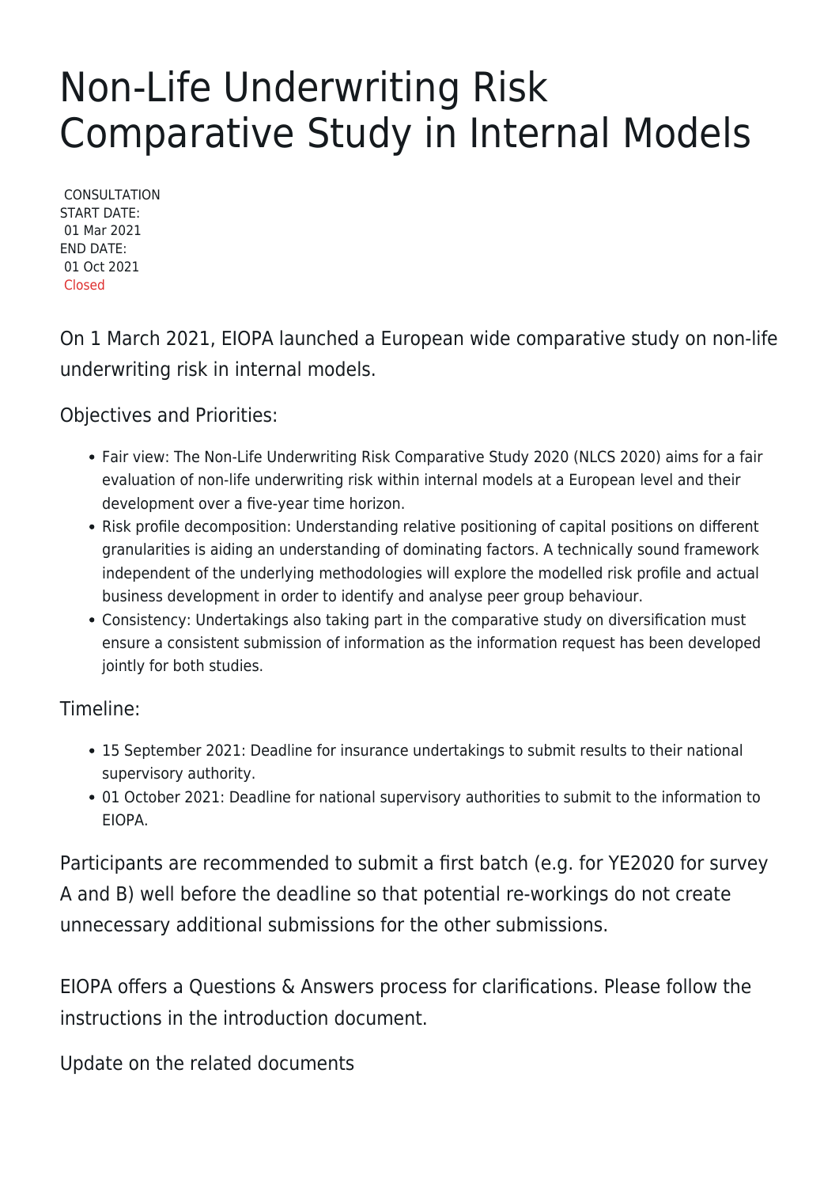# Non-Life Underwriting Risk Comparative Study in Internal Models

CONSULTATION
START DATE:
01 Mar 2021
END DATE:
01 Oct 2021
Closed

On 1 March 2021, EIOPA launched a European wide comparative study on non-life underwriting risk in internal models.

Objectives and Priorities:

- Fair view: The Non-Life Underwriting Risk Comparative Study 2020 (NLCS 2020) aims for a fair evaluation of non-life underwriting risk within internal models at a European level and their development over a five-year time horizon.
- Risk profile decomposition: Understanding relative positioning of capital positions on different granularities is aiding an understanding of dominating factors. A technically sound framework independent of the underlying methodologies will explore the modelled risk profile and actual business development in order to identify and analyse peer group behaviour.
- Consistency: Undertakings also taking part in the comparative study on diversification must ensure a consistent submission of information as the information request has been developed jointly for both studies.

Timeline:

- 15 September 2021: Deadline for insurance undertakings to submit results to their national supervisory authority.
- 01 October 2021: Deadline for national supervisory authorities to submit to the information to EIOPA.

Participants are recommended to submit a first batch (e.g. for YE2020 for survey A and B) well before the deadline so that potential re-workings do not create unnecessary additional submissions for the other submissions.

EIOPA offers a Questions & Answers process for clarifications. Please follow the instructions in the introduction document.

Update on the related documents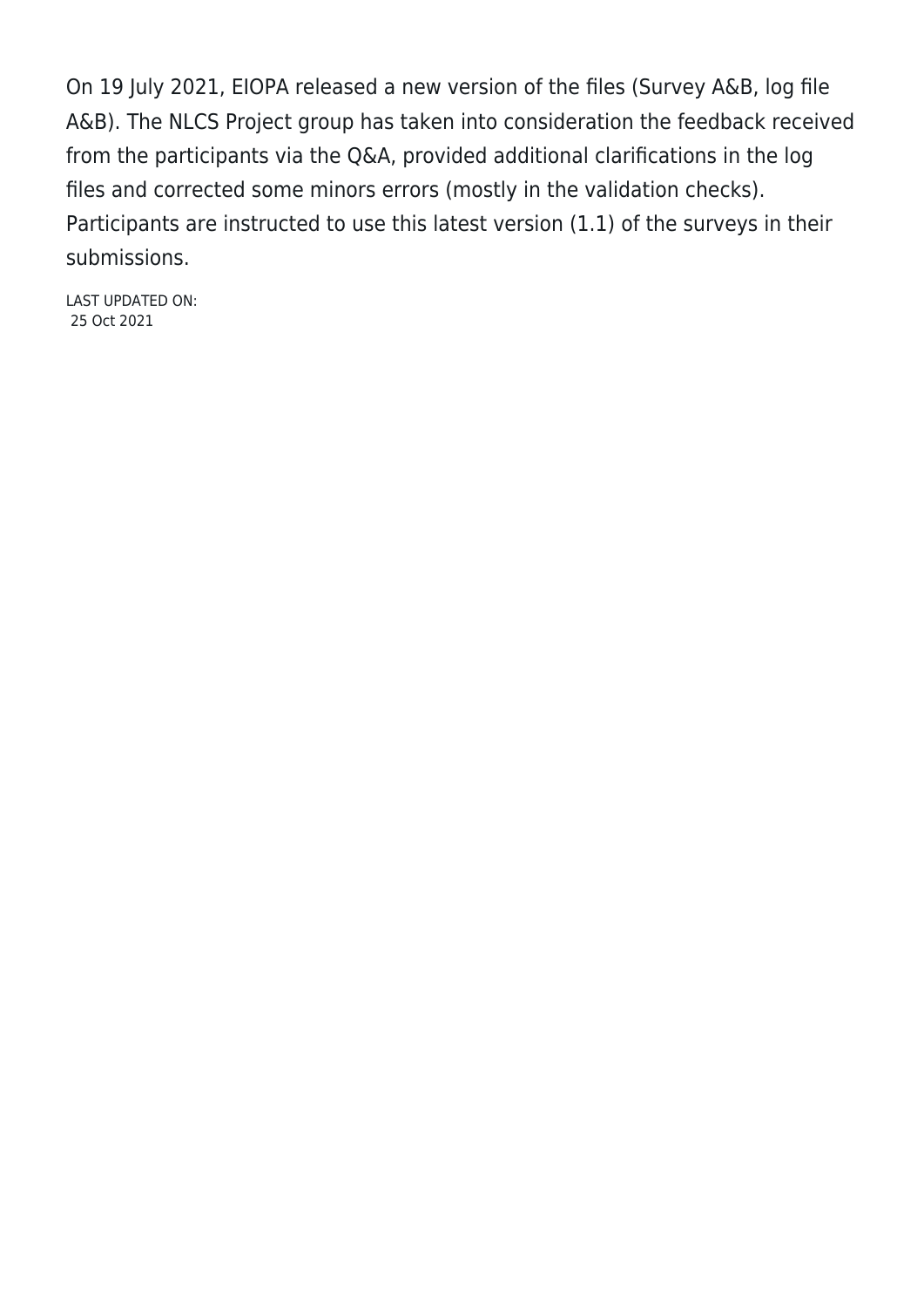On 19 July 2021, EIOPA released a new version of the files (Survey A&B, log file A&B). The NLCS Project group has taken into consideration the feedback received from the participants via the Q&A, provided additional clarifications in the log files and corrected some minors errors (mostly in the validation checks). Participants are instructed to use this latest version (1.1) of the surveys in their submissions.

LAST UPDATED ON:
25 Oct 2021